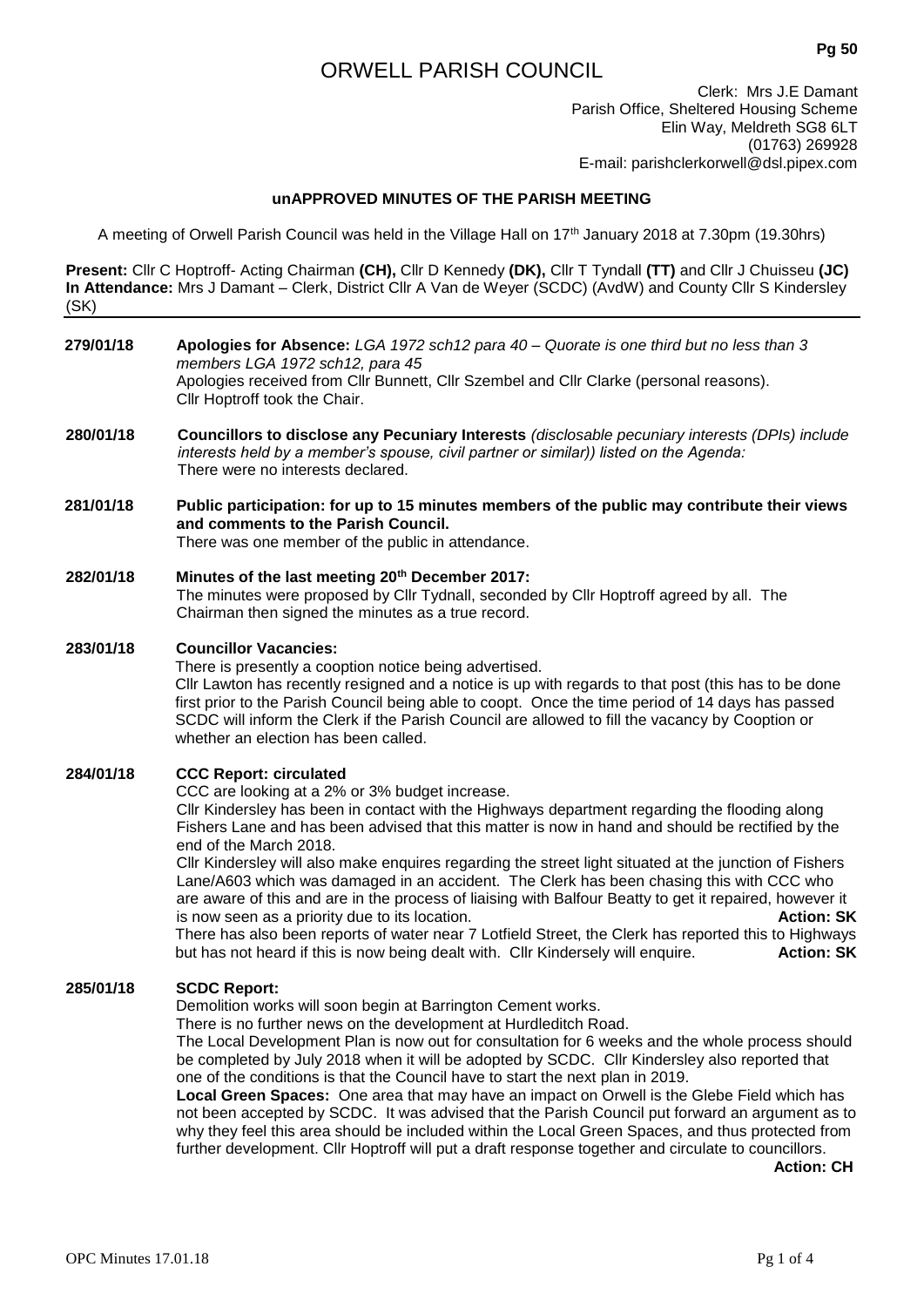# ORWELL PARISH COUNCIL

Clerk: Mrs J.E Damant
Parish Office, Sheltered Housing Scheme
Elin Way, Meldreth SG8 6LT
(01763) 269928
E-mail: parishclerkorwell@dsl.pipex.com

**unAPPROVED MINUTES OF THE PARISH MEETING**

A meeting of Orwell Parish Council was held in the Village Hall on 17th January 2018 at 7.30pm (19.30hrs)

**Present:** Cllr C Hoptroff- Acting Chairman **(CH),** Cllr D Kennedy **(DK),** Cllr T Tyndall **(TT)** and Cllr J Chuisseu **(JC)**
**In Attendance:** Mrs J Damant – Clerk, District Cllr A Van de Weyer (SCDC) (AvdW) and County Cllr S Kindersley (SK)

---

**279/01/18 Apologies for Absence:** *LGA 1972 sch12 para 40 – Quorate is one third but no less than 3 members LGA 1972 sch12, para 45*
Apologies received from Cllr Bunnett, Cllr Szembel and Cllr Clarke (personal reasons).
Cllr Hoptroff took the Chair.

**280/01/18 Councillors to disclose any Pecuniary Interests** *(disclosable pecuniary interests (DPIs) include interests held by a member's spouse, civil partner or similar)) listed on the Agenda:*
There were no interests declared.

**281/01/18 Public participation: for up to 15 minutes members of the public may contribute their views and comments to the Parish Council.**
There was one member of the public in attendance.

**282/01/18 Minutes of the last meeting 20th December 2017:**
The minutes were proposed by Cllr Tydnall, seconded by Cllr Hoptroff agreed by all. The Chairman then signed the minutes as a true record.

**283/01/18 Councillor Vacancies:**
There is presently a cooption notice being advertised.
Cllr Lawton has recently resigned and a notice is up with regards to that post (this has to be done first prior to the Parish Council being able to coopt. Once the time period of 14 days has passed SCDC will inform the Clerk if the Parish Council are allowed to fill the vacancy by Cooption or whether an election has been called.

**284/01/18 CCC Report: circulated**
CCC are looking at a 2% or 3% budget increase.
Cllr Kindersley has been in contact with the Highways department regarding the flooding along Fishers Lane and has been advised that this matter is now in hand and should be rectified by the end of the March 2018.
Cllr Kindersley will also make enquires regarding the street light situated at the junction of Fishers Lane/A603 which was damaged in an accident. The Clerk has been chasing this with CCC who are aware of this and are in the process of liaising with Balfour Beatty to get it repaired, however it is now seen as a priority due to its location. **Action: SK**
There has also been reports of water near 7 Lotfield Street, the Clerk has reported this to Highways but has not heard if this is now being dealt with. Cllr Kindersely will enquire. **Action: SK**

**285/01/18 SCDC Report:**
Demolition works will soon begin at Barrington Cement works.
There is no further news on the development at Hurdleditch Road.
The Local Development Plan is now out for consultation for 6 weeks and the whole process should be completed by July 2018 when it will be adopted by SCDC. Cllr Kindersley also reported that one of the conditions is that the Council have to start the next plan in 2019.
**Local Green Spaces:** One area that may have an impact on Orwell is the Glebe Field which has not been accepted by SCDC. It was advised that the Parish Council put forward an argument as to why they feel this area should be included within the Local Green Spaces, and thus protected from further development. Cllr Hoptroff will put a draft response together and circulate to councillors.
**Action: CH**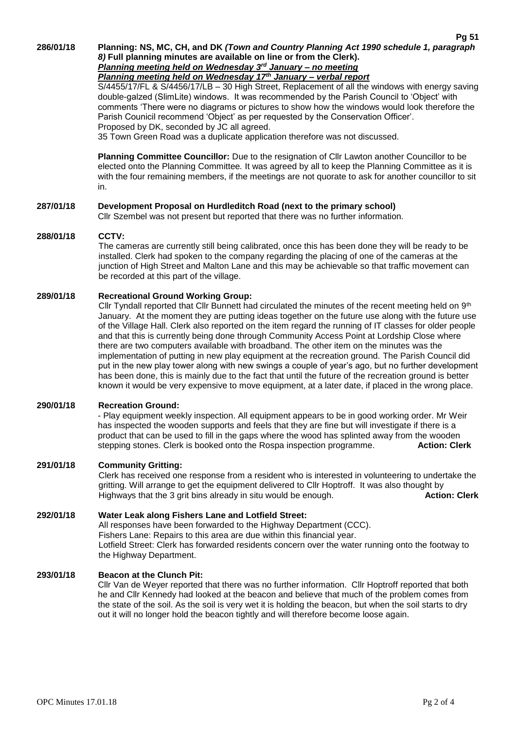**286/01/18 Planning: NS, MC, CH, and DK** ***(Town and Country Planning Act 1990 schedule 1, paragraph 8)*** **Full planning minutes are available on line or from the Clerk).**

***Planning meeting held on Wednesday 3rd January – no meeting***

***Planning meeting held on Wednesday 17th January – verbal report***

S/4455/17/FL & S/4456/17/LB – 30 High Street, Replacement of all the windows with energy saving double-galzed (SlimLite) windows. It was recommended by the Parish Council to 'Object' with comments 'There were no diagrams or pictures to show how the windows would look therefore the Parish Counicil recommend 'Object' as per requested by the Conservation Officer'.
Proposed by DK, seconded by JC all agreed.

35 Town Green Road was a duplicate application therefore was not discussed.

**Planning Committee Councillor:** Due to the resignation of Cllr Lawton another Councillor to be elected onto the Planning Committee. It was agreed by all to keep the Planning Committee as it is with the four remaining members, if the meetings are not quorate to ask for another councillor to sit in.

**287/01/18 Development Proposal on Hurdleditch Road (next to the primary school)**

Cllr Szembel was not present but reported that there was no further information.

**288/01/18 CCTV:**

The cameras are currently still being calibrated, once this has been done they will be ready to be installed. Clerk had spoken to the company regarding the placing of one of the cameras at the junction of High Street and Malton Lane and this may be achievable so that traffic movement can be recorded at this part of the village.

**289/01/18 Recreational Ground Working Group:**

Cllr Tyndall reported that Cllr Bunnett had circulated the minutes of the recent meeting held on 9th January. At the moment they are putting ideas together on the future use along with the future use of the Village Hall. Clerk also reported on the item regard the running of IT classes for older people and that this is currently being done through Community Access Point at Lordship Close where there are two computers available with broadband. The other item on the minutes was the implementation of putting in new play equipment at the recreation ground. The Parish Council did put in the new play tower along with new swings a couple of year's ago, but no further development has been done, this is mainly due to the fact that until the future of the recreation ground is better known it would be very expensive to move equipment, at a later date, if placed in the wrong place.

**290/01/18 Recreation Ground:**

- Play equipment weekly inspection. All equipment appears to be in good working order. Mr Weir has inspected the wooden supports and feels that they are fine but will investigate if there is a product that can be used to fill in the gaps where the wood has splinted away from the wooden stepping stones. Clerk is booked onto the Rospa inspection programme. **Action: Clerk**

**291/01/18 Community Gritting:**

Clerk has received one response from a resident who is interested in volunteering to undertake the gritting. Will arrange to get the equipment delivered to Cllr Hoptroff. It was also thought by Highways that the 3 grit bins already in situ would be enough. **Action: Clerk**

**292/01/18 Water Leak along Fishers Lane and Lotfield Street:**

All responses have been forwarded to the Highway Department (CCC).
Fishers Lane: Repairs to this area are due within this financial year.
Lotfield Street: Clerk has forwarded residents concern over the water running onto the footway to the Highway Department.

**293/01/18 Beacon at the Clunch Pit:**

Cllr Van de Weyer reported that there was no further information. Cllr Hoptroff reported that both he and Cllr Kennedy had looked at the beacon and believe that much of the problem comes from the state of the soil. As the soil is very wet it is holding the beacon, but when the soil starts to dry out it will no longer hold the beacon tightly and will therefore become loose again.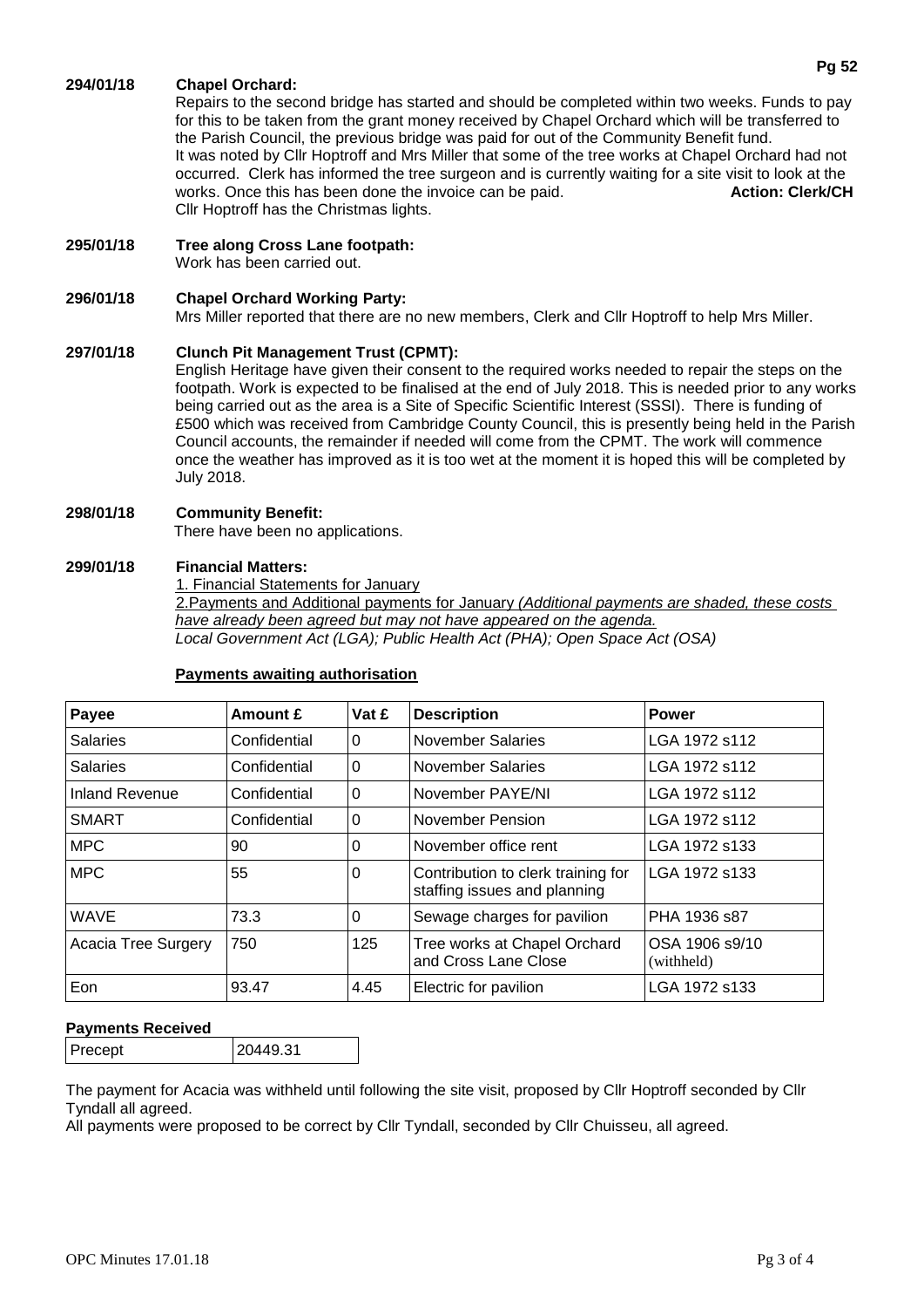**294/01/18 Chapel Orchard:**
Repairs to the second bridge has started and should be completed within two weeks. Funds to pay for this to be taken from the grant money received by Chapel Orchard which will be transferred to the Parish Council, the previous bridge was paid for out of the Community Benefit fund.
It was noted by Cllr Hoptroff and Mrs Miller that some of the tree works at Chapel Orchard had not occurred. Clerk has informed the tree surgeon and is currently waiting for a site visit to look at the works. Once this has been done the invoice can be paid. **Action: Clerk/CH**
Cllr Hoptroff has the Christmas lights.

**295/01/18 Tree along Cross Lane footpath:**
Work has been carried out.

**296/01/18 Chapel Orchard Working Party:**
Mrs Miller reported that there are no new members, Clerk and Cllr Hoptroff to help Mrs Miller.

**297/01/18 Clunch Pit Management Trust (CPMT):**
English Heritage have given their consent to the required works needed to repair the steps on the footpath. Work is expected to be finalised at the end of July 2018. This is needed prior to any works being carried out as the area is a Site of Specific Scientific Interest (SSSI). There is funding of £500 which was received from Cambridge County Council, this is presently being held in the Parish Council accounts, the remainder if needed will come from the CPMT. The work will commence once the weather has improved as it is too wet at the moment it is hoped this will be completed by July 2018.

**298/01/18 Community Benefit:**
There have been no applications.

**299/01/18 Financial Matters:**
1. Financial Statements for January
2. Payments and Additional payments for January *(Additional payments are shaded, these costs have already been agreed but may not have appeared on the agenda.*
*Local Government Act (LGA); Public Health Act (PHA); Open Space Act (OSA)*

**Payments awaiting authorisation**

| Payee | Amount £ | Vat £ | Description | Power |
|---|---|---|---|---|
| Salaries | Confidential | 0 | November Salaries | LGA 1972 s112 |
| Salaries | Confidential | 0 | November Salaries | LGA 1972 s112 |
| Inland Revenue | Confidential | 0 | November PAYE/NI | LGA 1972 s112 |
| SMART | Confidential | 0 | November Pension | LGA 1972 s112 |
| MPC | 90 | 0 | November office rent | LGA 1972 s133 |
| MPC | 55 | 0 | Contribution to clerk training for staffing issues and planning | LGA 1972 s133 |
| WAVE | 73.3 | 0 | Sewage charges for pavilion | PHA 1936 s87 |
| Acacia Tree Surgery | 750 | 125 | Tree works at Chapel Orchard and Cross Lane Close | OSA 1906 s9/10 (withheld) |
| Eon | 93.47 | 4.45 | Electric for pavilion | LGA 1972 s133 |

**Payments Received**

| Precept | 20449.31 |
|---|---|

The payment for Acacia was withheld until following the site visit, proposed by Cllr Hoptroff seconded by Cllr Tyndall all agreed.
All payments were proposed to be correct by Cllr Tyndall, seconded by Cllr Chuisseu, all agreed.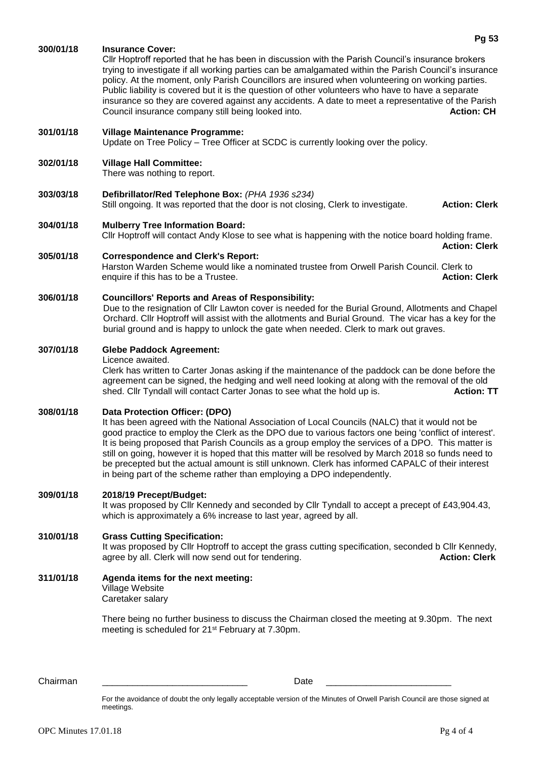**Pg 53**

**300/01/18 Insurance Cover:**
Cllr Hoptroff reported that he has been in discussion with the Parish Council's insurance brokers trying to investigate if all working parties can be amalgamated within the Parish Council's insurance policy. At the moment, only Parish Councillors are insured when volunteering on working parties. Public liability is covered but it is the question of other volunteers who have to have a separate insurance so they are covered against any accidents. A date to meet a representative of the Parish Council insurance company still being looked into. **Action: CH**

**301/01/18 Village Maintenance Programme:**
Update on Tree Policy – Tree Officer at SCDC is currently looking over the policy.

**302/01/18 Village Hall Committee:**
There was nothing to report.

**303/03/18 Defibrillator/Red Telephone Box:** *(PHA 1936 s234)*
Still ongoing. It was reported that the door is not closing, Clerk to investigate. **Action: Clerk**

**304/01/18 Mulberry Tree Information Board:**
Cllr Hoptroff will contact Andy Klose to see what is happening with the notice board holding frame. **Action: Clerk**

**305/01/18 Correspondence and Clerk's Report:**
Harston Warden Scheme would like a nominated trustee from Orwell Parish Council. Clerk to enquire if this has to be a Trustee. **Action: Clerk**

**306/01/18 Councillors' Reports and Areas of Responsibility:**
Due to the resignation of Cllr Lawton cover is needed for the Burial Ground, Allotments and Chapel Orchard. Cllr Hoptroff will assist with the allotments and Burial Ground. The vicar has a key for the burial ground and is happy to unlock the gate when needed. Clerk to mark out graves.

**307/01/18 Glebe Paddock Agreement:**
Licence awaited.
Clerk has written to Carter Jonas asking if the maintenance of the paddock can be done before the agreement can be signed, the hedging and well need looking at along with the removal of the old shed. Cllr Tyndall will contact Carter Jonas to see what the hold up is. **Action: TT**

**308/01/18 Data Protection Officer: (DPO)**
It has been agreed with the National Association of Local Councils (NALC) that it would not be good practice to employ the Clerk as the DPO due to various factors one being 'conflict of interest'. It is being proposed that Parish Councils as a group employ the services of a DPO. This matter is still on going, however it is hoped that this matter will be resolved by March 2018 so funds need to be precepted but the actual amount is still unknown. Clerk has informed CAPALC of their interest in being part of the scheme rather than employing a DPO independently.

**309/01/18 2018/19 Precept/Budget:**
It was proposed by Cllr Kennedy and seconded by Cllr Tyndall to accept a precept of £43,904.43, which is approximately a 6% increase to last year, agreed by all.

**310/01/18 Grass Cutting Specification:**
It was proposed by Cllr Hoptroff to accept the grass cutting specification, seconded b Cllr Kennedy, agree by all. Clerk will now send out for tendering. **Action: Clerk**

**311/01/18 Agenda items for the next meeting:**
Village Website
Caretaker salary

There being no further business to discuss the Chairman closed the meeting at 9.30pm. The next meeting is scheduled for 21st February at 7.30pm.

Chairman \_\_\_\_\_\_\_\_\_\_\_\_\_\_\_\_\_\_\_\_\_\_\_\_\_\_\_\_\_\_ Date \_\_\_\_\_\_\_\_\_\_\_\_\_\_\_\_\_\_\_\_\_\_\_\_\_\_

For the avoidance of doubt the only legally acceptable version of the Minutes of Orwell Parish Council are those signed at meetings.